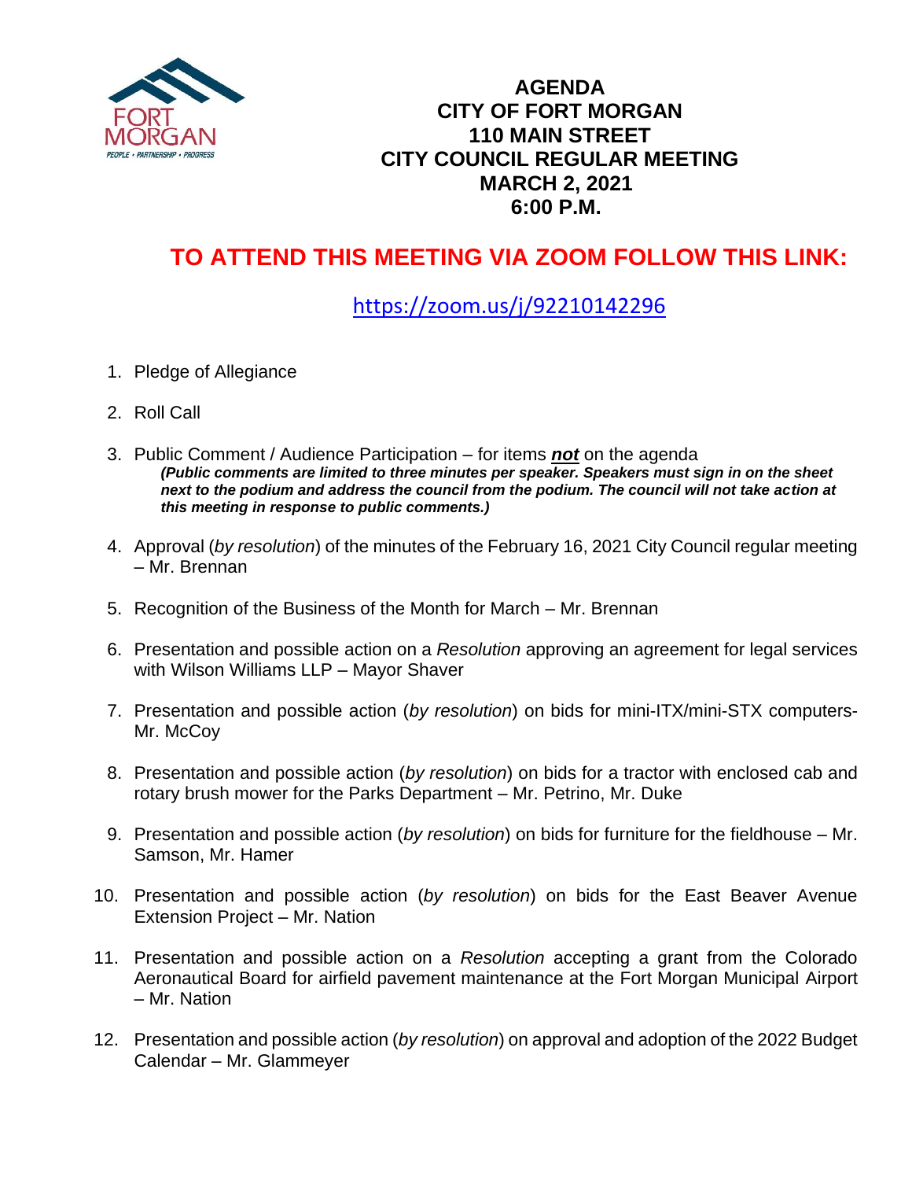FORT MORGAN
PEOPLE • PARTNERSHIP • PROGRESS

# AGENDA
# CITY OF FORT MORGAN
# 110 MAIN STREET
# CITY COUNCIL REGULAR MEETING
# MARCH 2, 2021
# 6:00 P.M.

## TO ATTEND THIS MEETING VIA ZOOM FOLLOW THIS LINK:

https://zoom.us/j/92210142296

1. Pledge of Allegiance
2. Roll Call
3. Public Comment / Audience Participation – for items ***not*** on the agenda
   ***(Public comments are limited to three minutes per speaker. Speakers must sign in on the sheet next to the podium and address the council from the podium. The council will not take action at this meeting in response to public comments.)***
4. Approval (*by resolution*) of the minutes of the February 16, 2021 City Council regular meeting – Mr. Brennan
5. Recognition of the Business of the Month for March – Mr. Brennan
6. Presentation and possible action on a *Resolution* approving an agreement for legal services with Wilson Williams LLP – Mayor Shaver
7. Presentation and possible action (*by resolution*) on bids for mini-ITX/mini-STX computers- Mr. McCoy
8. Presentation and possible action (*by resolution*) on bids for a tractor with enclosed cab and rotary brush mower for the Parks Department – Mr. Petrino, Mr. Duke
9. Presentation and possible action (*by resolution*) on bids for furniture for the fieldhouse – Mr. Samson, Mr. Hamer
10. Presentation and possible action (*by resolution*) on bids for the East Beaver Avenue Extension Project – Mr. Nation
11. Presentation and possible action on a *Resolution* accepting a grant from the Colorado Aeronautical Board for airfield pavement maintenance at the Fort Morgan Municipal Airport – Mr. Nation
12. Presentation and possible action (*by resolution*) on approval and adoption of the 2022 Budget Calendar – Mr. Glammeyer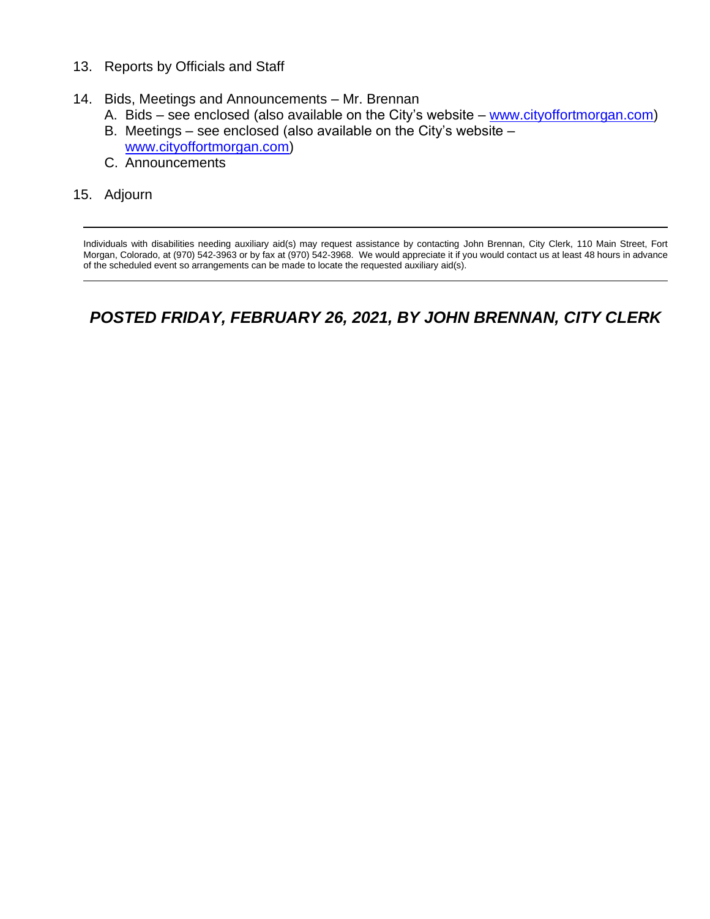13. Reports by Officials and Staff

14. Bids, Meetings and Announcements – Mr. Brennan
    A. Bids – see enclosed (also available on the City's website – www.cityoffortmorgan.com)
    B. Meetings – see enclosed (also available on the City's website – www.cityoffortmorgan.com)
    C. Announcements

15. Adjourn

---

Individuals with disabilities needing auxiliary aid(s) may request assistance by contacting John Brennan, City Clerk, 110 Main Street, Fort Morgan, Colorado, at (970) 542-3963 or by fax at (970) 542-3968. We would appreciate it if you would contact us at least 48 hours in advance of the scheduled event so arrangements can be made to locate the requested auxiliary aid(s).

---

***POSTED FRIDAY, FEBRUARY 26, 2021, BY JOHN BRENNAN, CITY CLERK***